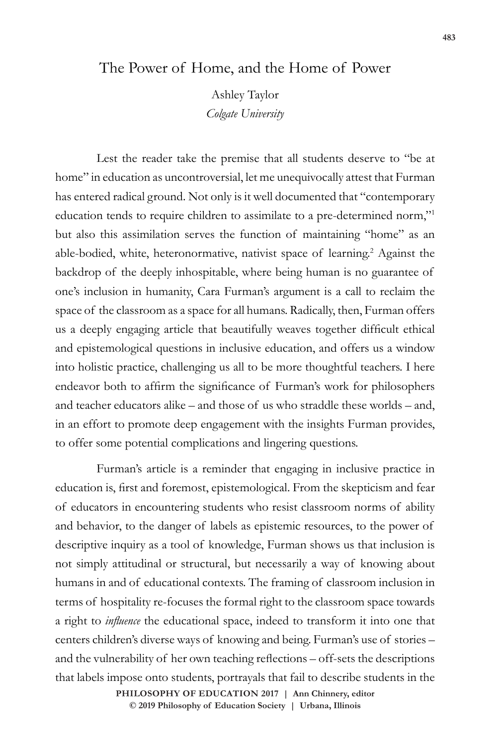# The Power of Home, and the Home of Power

Ashley Taylor  
*Colgate University*

Lest the reader take the premise that all students deserve to "be at home" in education as uncontroversial, let me unequivocally attest that Furman has entered radical ground. Not only is it well documented that "contemporary education tends to require children to assimilate to a pre-determined norm,"[1] but also this assimilation serves the function of maintaining "home" as an able-bodied, white, heteronormative, nativist space of learning.[2] Against the backdrop of the deeply inhospitable, where being human is no guarantee of one's inclusion in humanity, Cara Furman's argument is a call to reclaim the space of the classroom as a space for all humans. Radically, then, Furman offers us a deeply engaging article that beautifully weaves together difficult ethical and epistemological questions in inclusive education, and offers us a window into holistic practice, challenging us all to be more thoughtful teachers. I here endeavor both to affirm the significance of Furman's work for philosophers and teacher educators alike – and those of us who straddle these worlds – and, in an effort to promote deep engagement with the insights Furman provides, to offer some potential complications and lingering questions.

Furman's article is a reminder that engaging in inclusive practice in education is, first and foremost, epistemological. From the skepticism and fear of educators in encountering students who resist classroom norms of ability and behavior, to the danger of labels as epistemic resources, to the power of descriptive inquiry as a tool of knowledge, Furman shows us that inclusion is not simply attitudinal or structural, but necessarily a way of knowing about humans in and of educational contexts. The framing of classroom inclusion in terms of hospitality re-focuses the formal right to the classroom space towards a right to *influence* the educational space, indeed to transform it into one that centers children's diverse ways of knowing and being. Furman's use of stories – and the vulnerability of her own teaching reflections – off-sets the descriptions that labels impose onto students, portrayals that fail to describe students in the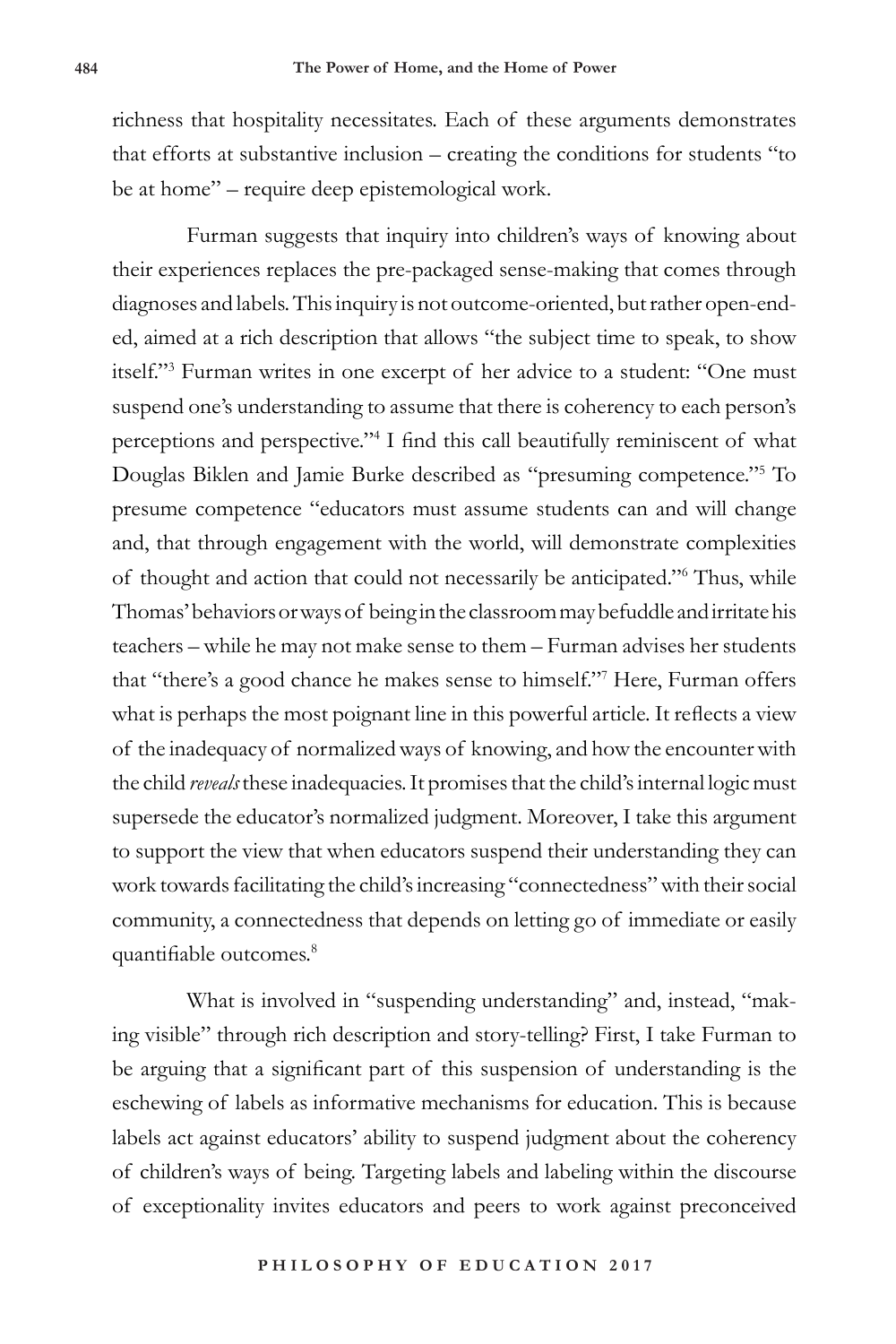richness that hospitality necessitates. Each of these arguments demonstrates that efforts at substantive inclusion – creating the conditions for students "to be at home" – require deep epistemological work.

Furman suggests that inquiry into children's ways of knowing about their experiences replaces the pre-packaged sense-making that comes through diagnoses and labels. This inquiry is not outcome-oriented, but rather open-ended, aimed at a rich description that allows "the subject time to speak, to show itself."[3] Furman writes in one excerpt of her advice to a student: "One must suspend one's understanding to assume that there is coherency to each person's perceptions and perspective."[4] I find this call beautifully reminiscent of what Douglas Biklen and Jamie Burke described as "presuming competence."[5] To presume competence "educators must assume students can and will change and, that through engagement with the world, will demonstrate complexities of thought and action that could not necessarily be anticipated."[6] Thus, while Thomas' behaviors or ways of being in the classroom may befuddle and irritate his teachers – while he may not make sense to them – Furman advises her students that "there's a good chance he makes sense to himself."[7] Here, Furman offers what is perhaps the most poignant line in this powerful article. It reflects a view of the inadequacy of normalized ways of knowing, and how the encounter with the child *reveals* these inadequacies. It promises that the child's internal logic must supersede the educator's normalized judgment. Moreover, I take this argument to support the view that when educators suspend their understanding they can work towards facilitating the child's increasing "connectedness" with their social community, a connectedness that depends on letting go of immediate or easily quantifiable outcomes.[8]

What is involved in "suspending understanding" and, instead, "making visible" through rich description and story-telling? First, I take Furman to be arguing that a significant part of this suspension of understanding is the eschewing of labels as informative mechanisms for education. This is because labels act against educators' ability to suspend judgment about the coherency of children's ways of being. Targeting labels and labeling within the discourse of exceptionality invites educators and peers to work against preconceived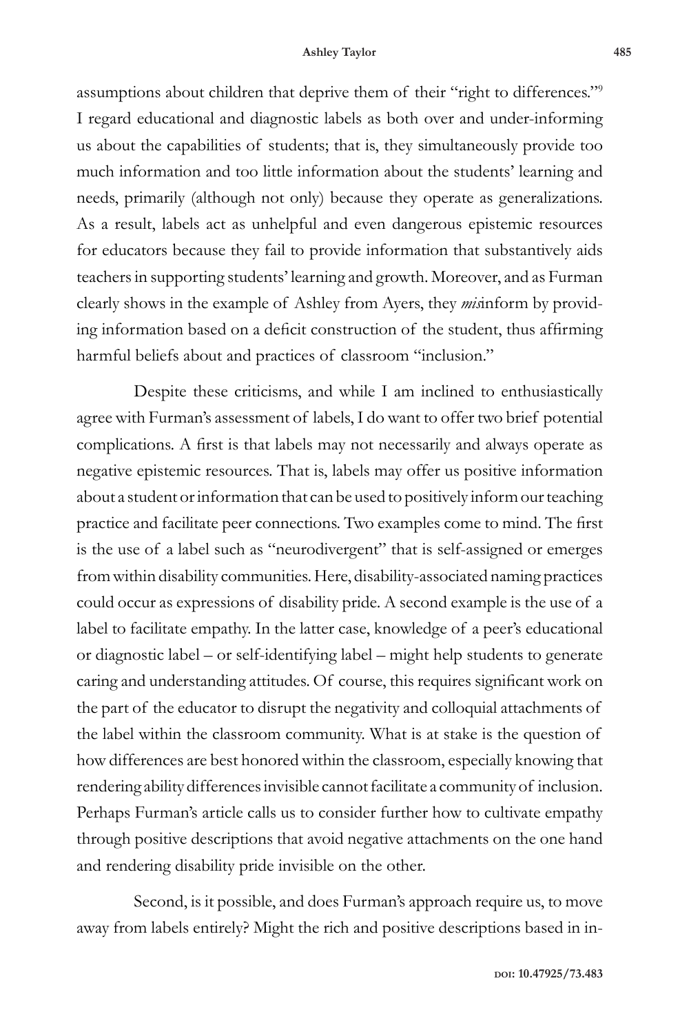assumptions about children that deprive them of their "right to differences."[9] I regard educational and diagnostic labels as both over and under-informing us about the capabilities of students; that is, they simultaneously provide too much information and too little information about the students' learning and needs, primarily (although not only) because they operate as generalizations. As a result, labels act as unhelpful and even dangerous epistemic resources for educators because they fail to provide information that substantively aids teachers in supporting students' learning and growth. Moreover, and as Furman clearly shows in the example of Ashley from Ayers, they *mis*inform by providing information based on a deficit construction of the student, thus affirming harmful beliefs about and practices of classroom "inclusion."

Despite these criticisms, and while I am inclined to enthusiastically agree with Furman's assessment of labels, I do want to offer two brief potential complications. A first is that labels may not necessarily and always operate as negative epistemic resources. That is, labels may offer us positive information about a student or information that can be used to positively inform our teaching practice and facilitate peer connections. Two examples come to mind. The first is the use of a label such as "neurodivergent" that is self-assigned or emerges from within disability communities. Here, disability-associated naming practices could occur as expressions of disability pride. A second example is the use of a label to facilitate empathy. In the latter case, knowledge of a peer's educational or diagnostic label – or self-identifying label – might help students to generate caring and understanding attitudes. Of course, this requires significant work on the part of the educator to disrupt the negativity and colloquial attachments of the label within the classroom community. What is at stake is the question of how differences are best honored within the classroom, especially knowing that rendering ability differences invisible cannot facilitate a community of inclusion. Perhaps Furman's article calls us to consider further how to cultivate empathy through positive descriptions that avoid negative attachments on the one hand and rendering disability pride invisible on the other.

Second, is it possible, and does Furman's approach require us, to move away from labels entirely? Might the rich and positive descriptions based in in-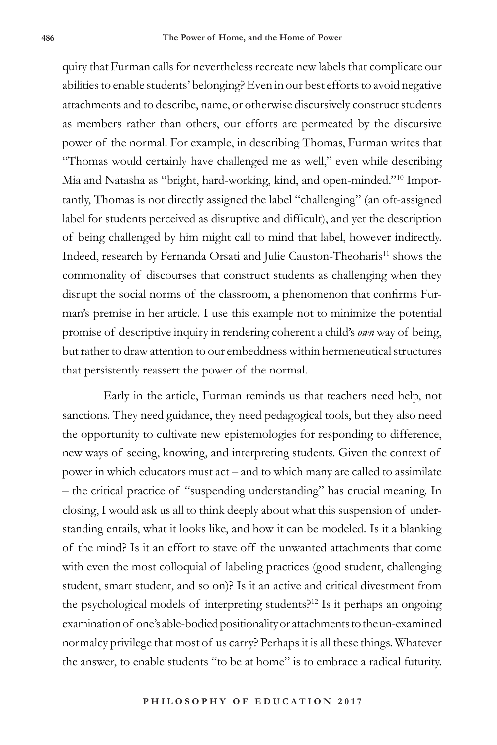quiry that Furman calls for nevertheless recreate new labels that complicate our abilities to enable students' belonging? Even in our best efforts to avoid negative attachments and to describe, name, or otherwise discursively construct students as members rather than others, our efforts are permeated by the discursive power of the normal. For example, in describing Thomas, Furman writes that "Thomas would certainly have challenged me as well," even while describing Mia and Natasha as "bright, hard-working, kind, and open-minded."[10] Importantly, Thomas is not directly assigned the label "challenging" (an oft-assigned label for students perceived as disruptive and difficult), and yet the description of being challenged by him might call to mind that label, however indirectly. Indeed, research by Fernanda Orsati and Julie Causton-Theoharis[11] shows the commonality of discourses that construct students as challenging when they disrupt the social norms of the classroom, a phenomenon that confirms Furman's premise in her article. I use this example not to minimize the potential promise of descriptive inquiry in rendering coherent a child's *own* way of being, but rather to draw attention to our embeddness within hermeneutical structures that persistently reassert the power of the normal.

Early in the article, Furman reminds us that teachers need help, not sanctions. They need guidance, they need pedagogical tools, but they also need the opportunity to cultivate new epistemologies for responding to difference, new ways of seeing, knowing, and interpreting students. Given the context of power in which educators must act – and to which many are called to assimilate – the critical practice of "suspending understanding" has crucial meaning. In closing, I would ask us all to think deeply about what this suspension of understanding entails, what it looks like, and how it can be modeled. Is it a blanking of the mind? Is it an effort to stave off the unwanted attachments that come with even the most colloquial of labeling practices (good student, challenging student, smart student, and so on)? Is it an active and critical divestment from the psychological models of interpreting students?[12] Is it perhaps an ongoing examination of one's able-bodied positionality or attachments to the un-examined normalcy privilege that most of us carry? Perhaps it is all these things. Whatever the answer, to enable students "to be at home" is to embrace a radical futurity.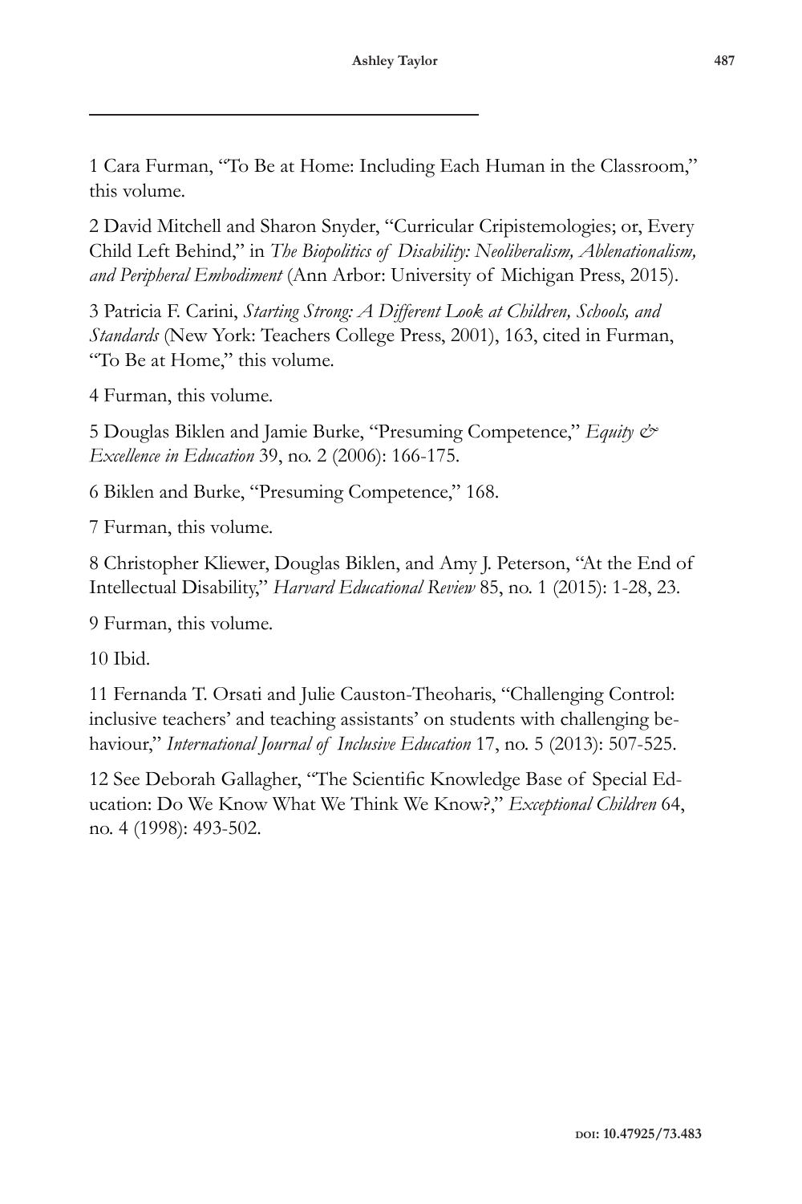1 Cara Furman, "To Be at Home: Including Each Human in the Classroom," this volume.

2 David Mitchell and Sharon Snyder, "Curricular Cripistemologies; or, Every Child Left Behind," in *The Biopolitics of Disability: Neoliberalism, Ablenationalism, and Peripheral Embodiment* (Ann Arbor: University of Michigan Press, 2015).

3 Patricia F. Carini, *Starting Strong: A Different Look at Children, Schools, and Standards* (New York: Teachers College Press, 2001), 163, cited in Furman, "To Be at Home," this volume.

4 Furman, this volume.

5 Douglas Biklen and Jamie Burke, "Presuming Competence," *Equity & Excellence in Education* 39, no. 2 (2006): 166-175.

6 Biklen and Burke, "Presuming Competence," 168.

7 Furman, this volume.

8 Christopher Kliewer, Douglas Biklen, and Amy J. Peterson, "At the End of Intellectual Disability," *Harvard Educational Review* 85, no. 1 (2015): 1-28, 23.

9 Furman, this volume.

10 Ibid.

11 Fernanda T. Orsati and Julie Causton-Theoharis, "Challenging Control: inclusive teachers' and teaching assistants' on students with challenging behaviour," *International Journal of Inclusive Education* 17, no. 5 (2013): 507-525.

12 See Deborah Gallagher, "The Scientific Knowledge Base of Special Education: Do We Know What We Think We Know?," *Exceptional Children* 64, no. 4 (1998): 493-502.